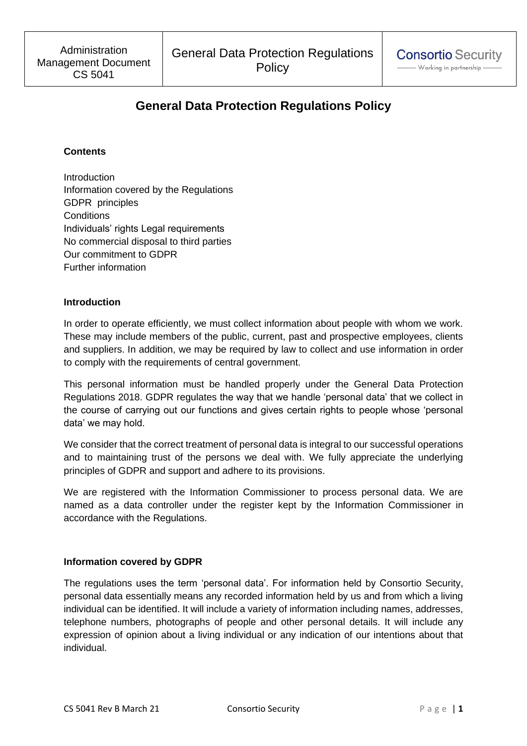# General Data Protection Regulations Policy

**Contents**

Introduction
Information covered by the Regulations
GDPR principles
Conditions
Individuals' rights Legal requirements
No commercial disposal to third parties
Our commitment to GDPR
Further information

**Introduction**

In order to operate efficiently, we must collect information about people with whom we work. These may include members of the public, current, past and prospective employees, clients and suppliers. In addition, we may be required by law to collect and use information in order to comply with the requirements of central government.

This personal information must be handled properly under the General Data Protection Regulations 2018. GDPR regulates the way that we handle 'personal data' that we collect in the course of carrying out our functions and gives certain rights to people whose 'personal data' we may hold.

We consider that the correct treatment of personal data is integral to our successful operations and to maintaining trust of the persons we deal with. We fully appreciate the underlying principles of GDPR and support and adhere to its provisions.

We are registered with the Information Commissioner to process personal data. We are named as a data controller under the register kept by the Information Commissioner in accordance with the Regulations.

**Information covered by GDPR**

The regulations uses the term 'personal data'. For information held by Consortio Security, personal data essentially means any recorded information held by us and from which a living individual can be identified. It will include a variety of information including names, addresses, telephone numbers, photographs of people and other personal details. It will include any expression of opinion about a living individual or any indication of our intentions about that individual.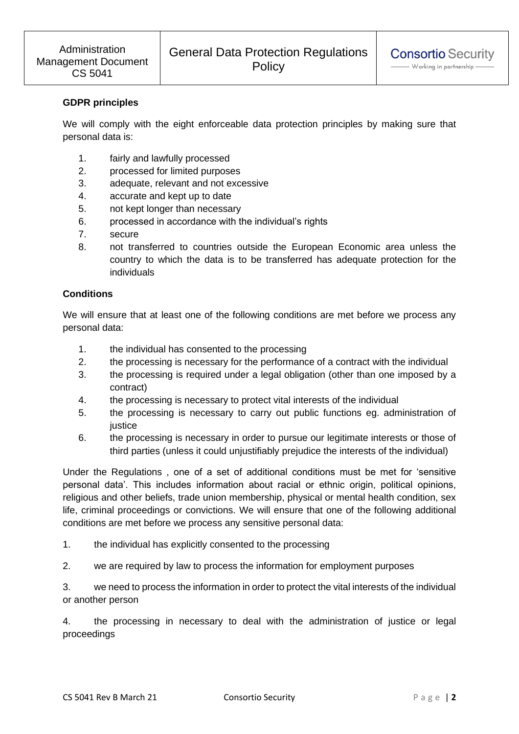**GDPR principles**

We will comply with the eight enforceable data protection principles by making sure that personal data is:

1. fairly and lawfully processed
2. processed for limited purposes
3. adequate, relevant and not excessive
4. accurate and kept up to date
5. not kept longer than necessary
6. processed in accordance with the individual's rights
7. secure
8. not transferred to countries outside the European Economic area unless the country to which the data is to be transferred has adequate protection for the individuals

**Conditions**

We will ensure that at least one of the following conditions are met before we process any personal data:

1. the individual has consented to the processing
2. the processing is necessary for the performance of a contract with the individual
3. the processing is required under a legal obligation (other than one imposed by a contract)
4. the processing is necessary to protect vital interests of the individual
5. the processing is necessary to carry out public functions eg. administration of justice
6. the processing is necessary in order to pursue our legitimate interests or those of third parties (unless it could unjustifiably prejudice the interests of the individual)

Under the Regulations , one of a set of additional conditions must be met for 'sensitive personal data'. This includes information about racial or ethnic origin, political opinions, religious and other beliefs, trade union membership, physical or mental health condition, sex life, criminal proceedings or convictions. We will ensure that one of the following additional conditions are met before we process any sensitive personal data:

1. the individual has explicitly consented to the processing

2. we are required by law to process the information for employment purposes

3. we need to process the information in order to protect the vital interests of the individual or another person

4. the processing in necessary to deal with the administration of justice or legal proceedings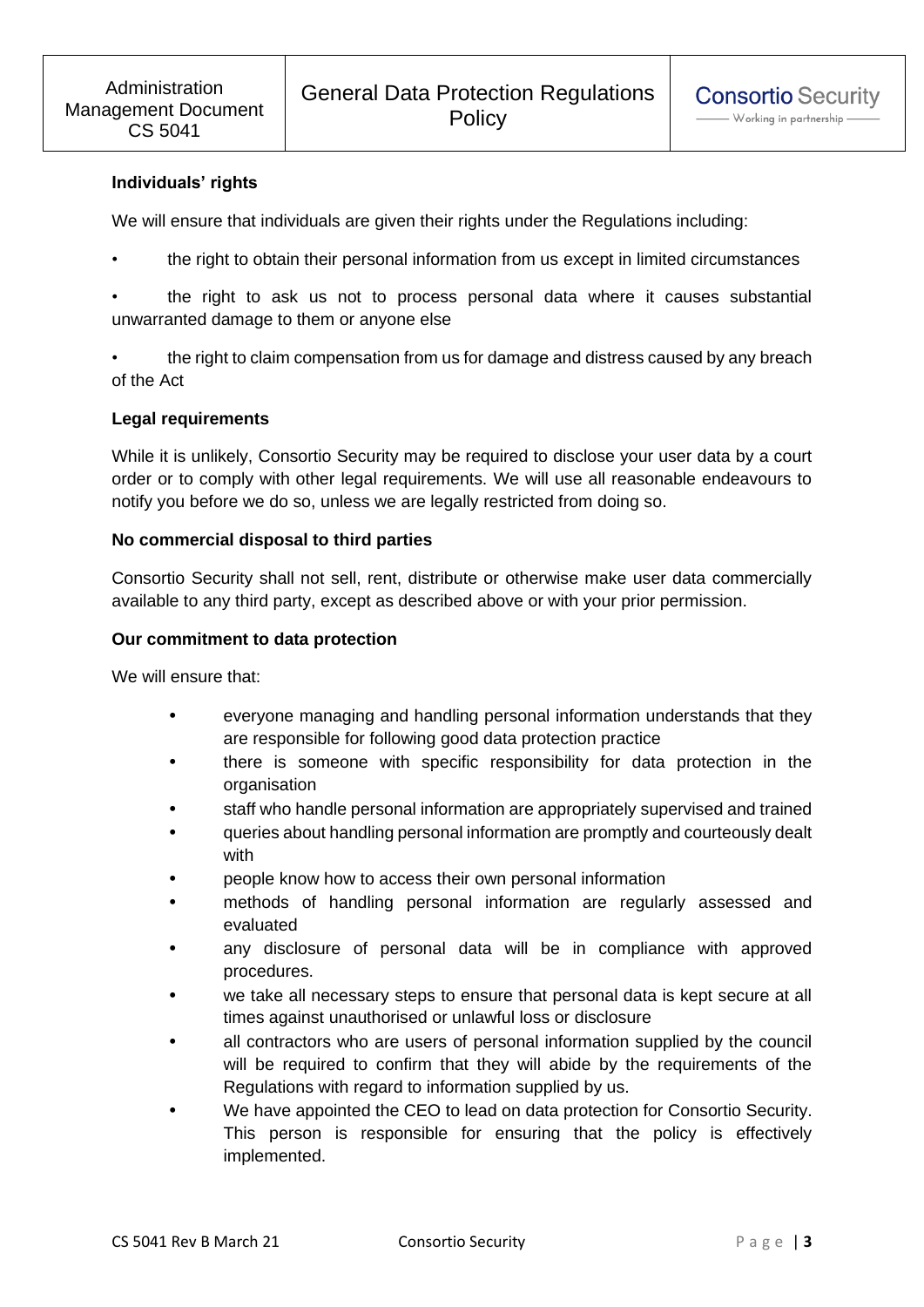**Individuals' rights**

We will ensure that individuals are given their rights under the Regulations including:

- the right to obtain their personal information from us except in limited circumstances
- the right to ask us not to process personal data where it causes substantial unwarranted damage to them or anyone else
- the right to claim compensation from us for damage and distress caused by any breach of the Act

**Legal requirements**

While it is unlikely, Consortio Security may be required to disclose your user data by a court order or to comply with other legal requirements. We will use all reasonable endeavours to notify you before we do so, unless we are legally restricted from doing so.

**No commercial disposal to third parties**

Consortio Security shall not sell, rent, distribute or otherwise make user data commercially available to any third party, except as described above or with your prior permission.

**Our commitment to data protection**

We will ensure that:

- everyone managing and handling personal information understands that they are responsible for following good data protection practice
- there is someone with specific responsibility for data protection in the organisation
- staff who handle personal information are appropriately supervised and trained
- queries about handling personal information are promptly and courteously dealt with
- people know how to access their own personal information
- methods of handling personal information are regularly assessed and evaluated
- any disclosure of personal data will be in compliance with approved procedures.
- we take all necessary steps to ensure that personal data is kept secure at all times against unauthorised or unlawful loss or disclosure
- all contractors who are users of personal information supplied by the council will be required to confirm that they will abide by the requirements of the Regulations with regard to information supplied by us.
- We have appointed the CEO to lead on data protection for Consortio Security. This person is responsible for ensuring that the policy is effectively implemented.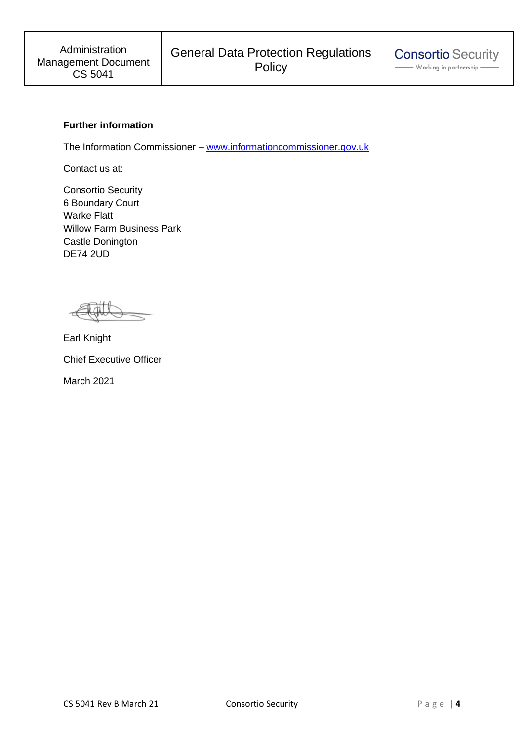**Further information**

The Information Commissioner – [www.informationcommissioner.gov.uk](http://www.informationcommissioner.gov.uk)

Contact us at:

Consortio Security
6 Boundary Court
Warke Flatt
Willow Farm Business Park
Castle Donington
DE74 2UD

Earl Knight

Chief Executive Officer

March 2021